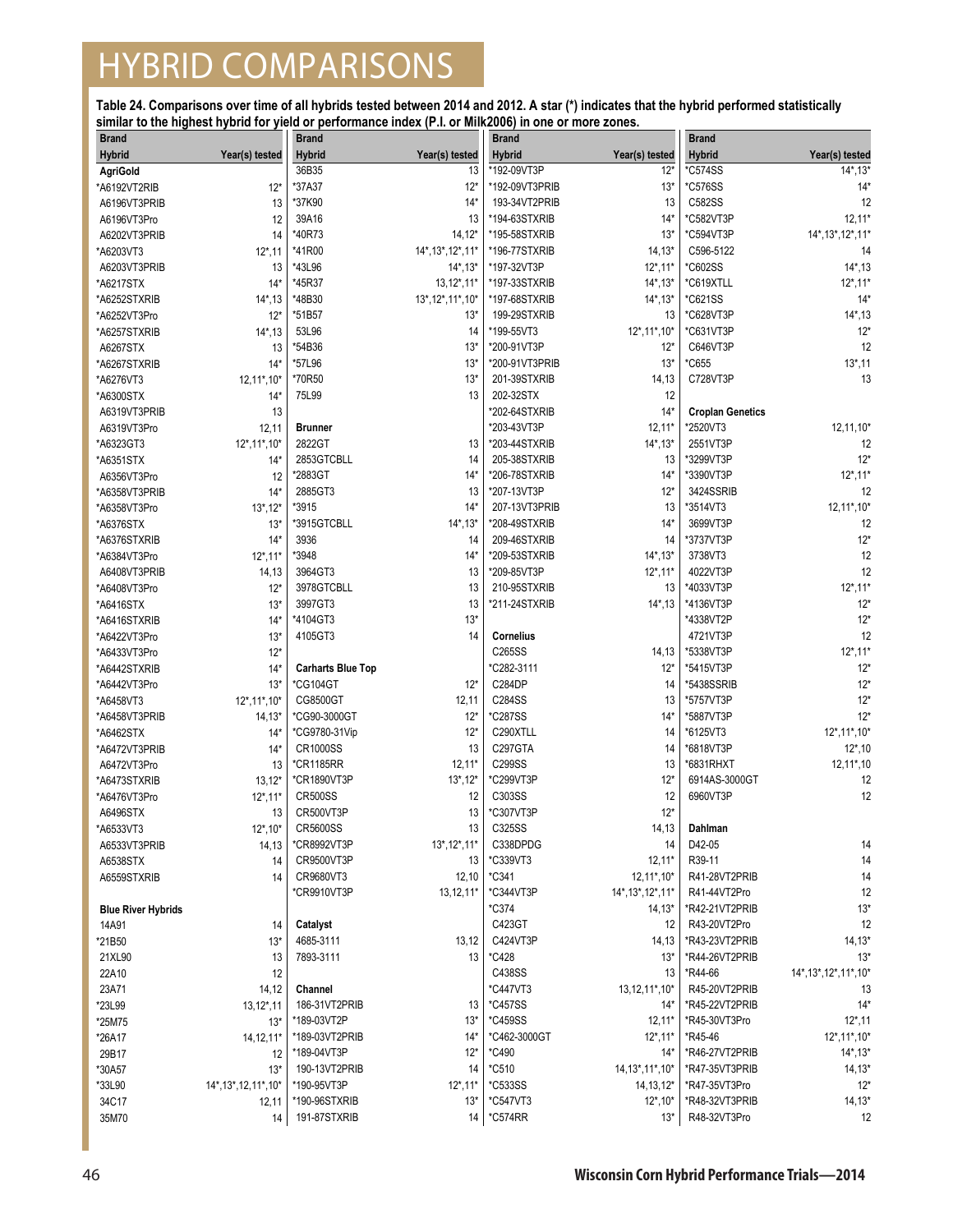# HYBRID COMPARISONS

**Table 24. Comparisons over time of all hybrids tested between 2014 and 2012. A star (*) indicates that the hybrid performed statistically similar to the highest hybrid for yield or performance index (P.I. or Milk2006) in one or more zones.**

| Brand Hybrid | Year(s) tested |
|---|---|
| **AgriGold** | |
| *A6192VT2RIB | 12* |
| A6196VT3PRIB | 13 |
| A6196VT3Pro | 12 |
| A6202VT3PRIB | 14 |
| *A6203VT3 | 12*,11 |
| A6203VT3PRIB | 13 |
| *A6217STX | 14* |
| *A6252STXRIB | 14*,13 |
| *A6252VT3Pro | 12* |
| *A6257STXRIB | 14*,13 |
| A6267STX | 13 |
| *A6267STXRIB | 14* |
| *A6276VT3 | 12,11*,10* |
| *A6300STX | 14* |
| A6319VT3PRIB | 13 |
| A6319VT3Pro | 12,11 |
| *A6323GT3 | 12*,11*,10* |
| *A6351STX | 14* |
| A6356VT3Pro | 12 |
| *A6358VT3PRIB | 14* |
| *A6358VT3Pro | 13*,12* |
| *A6376STX | 13* |
| *A6376STXRIB | 14* |
| *A6384VT3Pro | 12*,11* |
| A6408VT3PRIB | 14,13 |
| *A6408VT3Pro | 12* |
| *A6416STX | 13* |
| *A6416STXRIB | 14* |
| *A6422VT3Pro | 13* |
| *A6433VT3Pro | 12* |
| *A6442STXRIB | 14* |
| *A6442VT3Pro | 13* |
| *A6458VT3 | 12*,11*,10* |
| *A6458VT3PRIB | 14,13* |
| *A6462STX | 14* |
| *A6472VT3PRIB | 14* |
| A6472VT3Pro | 13 |
| *A6473STXRIB | 13,12* |
| *A6476VT3Pro | 12*,11* |
| A6496STX | 13 |
| *A6533VT3 | 12*,10* |
| A6533VT3PRIB | 14,13 |
| A6538STX | 14 |
| A6559STXRIB | 14 |
| **Blue River Hybrids** | |
| 14A91 | 14 |
| *21B50 | 13* |
| 21XL90 | 13 |
| 22A10 | 12 |
| 23A71 | 14,12 |
| *23L99 | 13,12*,11 |
| *25M75 | 13* |
| *26A17 | 14,12,11* |
| 29B17 | 12 |
| *30A57 | 13* |
| *33L90 | 14*,13*,12,11*,10* |
| 34C17 | 12,11 |
| 35M70 | 14 |
| 36B35 | 13 |
| *37A37 | 12* |
| *37K90 | 14* |
| 39A16 | 13 |
| *40R73 | 14,12* |
| *41R00 | 14*,13*,12*,11* |
| *43L96 | 14*,13* |
| *45R37 | 13,12*,11* |
| *48B30 | 13*,12*,11*,10* |
| *51B57 | 13* |
| 53L96 | 14 |
| *54B36 | 13* |
| *57L96 | 13* |
| *70R50 | 13* |
| 75L99 | 13 |
| **Brunner** | |
| 2822GT | 13 |
| 2853GTCBLL | 14 |
| *2883GT | 14* |
| 2885GT3 | 13 |
| *3915 | 14* |
| *3915GTCBLL | 14*,13* |
| 3936 | 14 |
| *3948 | 14* |
| 3964GT3 | 13 |
| 3978GTCBLL | 13 |
| 3997GT3 | 13 |
| *4104GT3 | 13* |
| 4105GT3 | 14 |
| **Carharts Blue Top** | |
| *CG104GT | 12* |
| CG8500GT | 12,11 |
| *CG90-3000GT | 12* |
| *CG9780-31Vip | 12* |
| CR1000SS | 13 |
| *CR1185RR | 12,11* |
| *CR1890VT3P | 13*,12* |
| CR500SS | 12 |
| CR500VT3P | 13 |
| CR5600SS | 13 |
| *CR8992VT3P | 13*,12*,11* |
| CR9500VT3P | 13 |
| CR9680VT3 | 12,10 |
| *CR9910VT3P | 13,12,11* |
| **Catalyst** | |
| 4685-3111 | 13,12 |
| 7893-3111 | 13 |
| **Channel** | |
| 186-31VT2PRIB | 13 |
| *189-03VT2P | 13* |
| *189-03VT2PRIB | 14* |
| *189-04VT3P | 12* |
| 190-13VT2PRIB | 14 |
| *190-95VT3P | 12*,11* |
| *190-96STXRIB | 13* |
| 191-87STXRIB | 14 |
| *192-09VT3P | 12* |
| *192-09VT3PRIB | 13* |
| 193-34VT2PRIB | 13 |
| *194-63STXRIB | 14* |
| *195-58STXRIB | 13* |
| *196-77STXRIB | 14,13* |
| *197-32VT3P | 12*,11* |
| *197-33STXRIB | 14*,13* |
| *197-68STXRIB | 14*,13* |
| 199-29STXRIB | 13 |
| *199-55VT3 | 12*,11*,10* |
| *200-91VT3P | 12* |
| *200-91VT3PRIB | 13* |
| 201-39STXRIB | 14,13 |
| 202-32STX | 12 |
| *202-64STXRIB | 14* |
| *203-43VT3P | 12,11* |
| *203-44STXRIB | 14*,13* |
| 205-38STXRIB | 13 |
| *206-78STXRIB | 14* |
| *207-13VT3P | 12* |
| 207-13VT3PRIB | 13 |
| *208-49STXRIB | 14* |
| 209-46STXRIB | 14 |
| *209-53STXRIB | 14*,13* |
| *209-85VT3P | 12*,11* |
| 210-95STXRIB | 13 |
| *211-24STXRIB | 14*,13 |
| **Cornelius** | |
| C265SS | 14,13 |
| *C282-3111 | 12* |
| C284DP | 14 |
| C284SS | 13 |
| *C287SS | 14* |
| C290XTLL | 14 |
| C297GTA | 14 |
| C299SS | 13 |
| *C299VT3P | 12* |
| C303SS | 12 |
| *C307VT3P | 12* |
| C325SS | 14,13 |
| C338DPDG | 14 |
| *C339VT3 | 12,11* |
| *C341 | 12,11*,10* |
| *C344VT3P | 14*,13*,12*,11* |
| *C374 | 14,13* |
| C423GT | 12 |
| C424VT3P | 14,13 |
| *C428 | 13* |
| C438SS | 13 |
| *C447VT3 | 13,12,11*,10* |
| *C457SS | 14* |
| *C459SS | 12,11* |
| *C462-3000GT | 12*,11* |
| *C490 | 14* |
| *C510 | 14,13*,11*,10* |
| *C533SS | 14,13,12* |
| *C547VT3 | 12*,10* |
| *C574RR | 13* |
| *C574SS | 14*,13* |
| *C576SS | 14* |
| C582SS | 12 |
| *C582VT3P | 12,11* |
| *C594VT3P | 14*,13*,12*,11* |
| C596-5122 | 14 |
| *C602SS | 14*,13 |
| *C619XTLL | 12*,11* |
| *C621SS | 14* |
| *C628VT3P | 14*,13 |
| *C631VT3P | 12* |
| C646VT3P | 12 |
| *C655 | 13*,11 |
| C728VT3P | 13 |
| **Croplan Genetics** | |
| *2520VT3 | 12,11,10* |
| 2551VT3P | 12 |
| *3299VT3P | 12* |
| *3390VT3P | 12*,11* |
| 3424SSRIB | 12 |
| *3514VT3 | 12,11*,10* |
| 3699VT3P | 12 |
| *3737VT3P | 12* |
| 3738VT3 | 12 |
| 4022VT3P | 12 |
| *4033VT3P | 12*,11* |
| *4136VT3P | 12* |
| *4338VT2P | 12* |
| 4721VT3P | 12 |
| *5338VT3P | 12*,11* |
| *5415VT3P | 12* |
| *5438SSRIB | 12* |
| *5757VT3P | 12* |
| *5887VT3P | 12* |
| *6125VT3 | 12*,11*,10* |
| *6818VT3P | 12*,10 |
| *6831RHXT | 12,11*,10 |
| 6914AS-3000GT | 12 |
| 6960VT3P | 12 |
| **Dahlman** | |
| D42-05 | 14 |
| R39-11 | 14 |
| R41-28VT2PRIB | 14 |
| R41-44VT2Pro | 12 |
| *R42-21VT2PRIB | 13* |
| R43-20VT2Pro | 12 |
| *R43-23VT2PRIB | 14,13* |
| *R44-26VT2PRIB | 13* |
| *R44-66 | 14*,13*,12*,11*,10* |
| R45-20VT2PRIB | 13 |
| *R45-22VT2PRIB | 14* |
| *R45-30VT3Pro | 12*,11 |
| *R45-46 | 12*,11*,10* |
| *R46-27VT2PRIB | 14*,13* |
| *R47-35VT3PRIB | 14,13* |
| *R47-35VT3Pro | 12* |
| *R48-32VT3PRIB | 14,13* |
| R48-32VT3Pro | 12 |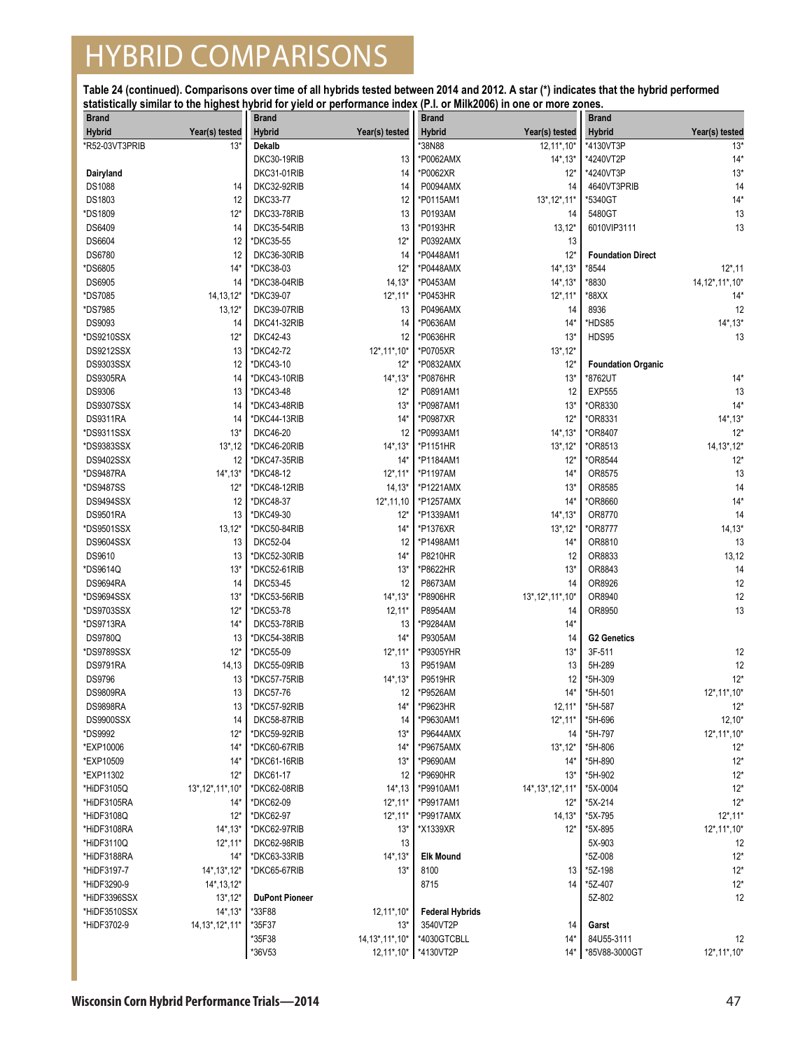# HYBRID COMPARISONS

**Table 24 (continued). Comparisons over time of all hybrids tested between 2014 and 2012. A star (*) indicates that the hybrid performed statistically similar to the highest hybrid for yield or performance index (P.I. or Milk2006) in one or more zones.**

| Brand Hybrid | Year(s) tested |
|---|---|
| *R52-03VT3PRIB | 13* |
| **Dairyland** | |
| DS1088 | 14 |
| DS1803 | 12 |
| *DS1809 | 12* |
| DS6409 | 14 |
| DS6604 | 12 |
| DS6780 | 12 |
| *DS6805 | 14* |
| DS6905 | 14 |
| *DS7085 | 14,13,12* |
| *DS7985 | 13,12* |
| DS9093 | 14 |
| *DS9210SSX | 12* |
| DS9212SSX | 13 |
| DS9303SSX | 12 |
| DS9305RA | 14 |
| DS9306 | 13 |
| DS9307SSX | 14 |
| DS9311RA | 14 |
| *DS9311SSX | 13* |
| *DS9383SSX | 13*,12 |
| DS9402SSX | 12 |
| *DS9487RA | 14*,13* |
| *DS9487SS | 12* |
| DS9494SSX | 12 |
| DS9501RA | 13 |
| *DS9501SSX | 13,12* |
| DS9604SSX | 13 |
| DS9610 | 13 |
| *DS9614Q | 13* |
| DS9694RA | 14 |
| *DS9694SSX | 13* |
| *DS9703SSX | 12* |
| *DS9713RA | 14* |
| DS9780Q | 13 |
| *DS9789SSX | 12* |
| DS9791RA | 14,13 |
| DS9796 | 13 |
| DS9809RA | 13 |
| DS9898RA | 13 |
| DS9900SSX | 14 |
| *DS9992 | 12* |
| *EXP10006 | 14* |
| *EXP10509 | 14* |
| *EXP11302 | 12* |
| *HiDF3105Q | 13*,12*,11*,10* |
| *HiDF3105RA | 14* |
| *HiDF3108Q | 12* |
| *HiDF3108RA | 14*,13* |
| *HiDF3110Q | 12*,11* |
| *HiDF3188RA | 14* |
| *HiDF3197-7 | 14*,13*,12* |
| *HiDF3290-9 | 14*,13,12* |
| *HiDF3396SSX | 13*,12* |
| *HiDF3510SSX | 14*,13* |
| *HiDF3702-9 | 14,13*,12*,11* |
| **Dekalb** | |
| DKC30-19RIB | 13 |
| DKC31-01RIB | 14 |
| DKC32-92RIB | 14 |
| DKC33-77 | 12 |
| DKC33-78RIB | 13 |
| DKC35-54RIB | 13 |
| *DKC35-55 | 12* |
| DKC36-30RIB | 14 |
| *DKC38-03 | 12* |
| *DKC38-04RIB | 14,13* |
| *DKC39-07 | 12*,11* |
| DKC39-07RIB | 13 |
| DKC41-32RIB | 14 |
| DKC42-43 | 12 |
| *DKC42-72 | 12*,11*,10* |
| *DKC43-10 | 12* |
| *DKC43-10RIB | 14*,13* |
| *DKC43-48 | 12* |
| *DKC43-48RIB | 13* |
| *DKC44-13RIB | 14* |
| DKC46-20 | 12 |
| *DKC46-20RIB | 14*,13* |
| *DKC47-35RIB | 14* |
| *DKC48-12 | 12*,11* |
| *DKC48-12RIB | 14,13* |
| *DKC48-37 | 12*,11,10 |
| *DKC49-30 | 12* |
| *DKC50-84RIB | 14* |
| DKC52-04 | 12 |
| *DKC52-30RIB | 14* |
| *DKC52-61RIB | 13* |
| DKC53-45 | 12 |
| *DKC53-56RIB | 14*,13* |
| *DKC53-78 | 12,11* |
| DKC53-78RIB | 13 |
| *DKC54-38RIB | 14* |
| *DKC55-09 | 12*,11* |
| DKC55-09RIB | 13 |
| *DKC57-75RIB | 14*,13* |
| DKC57-76 | 12 |
| *DKC57-92RIB | 14* |
| DKC58-87RIB | 14 |
| *DKC59-92RIB | 13* |
| *DKC60-67RIB | 14* |
| *DKC61-16RIB | 13* |
| DKC61-17 | 12 |
| *DKC62-08RIB | 14*,13 |
| *DKC62-09 | 12*,11* |
| *DKC62-97 | 12*,11* |
| *DKC62-97RIB | 13* |
| DKC62-98RIB | 13 |
| *DKC63-33RIB | 14*,13* |
| *DKC65-67RIB | 13* |
| **DuPont Pioneer** | |
| *33F88 | 12,11*,10* |
| *35F37 | 13* |
| *35F38 | 14,13*,11*,10* |
| *36V53 | 12,11*,10* |
| *38N88 | 12,11*,10* |
| *P0062AMX | 14*,13* |
| *P0062XR | 12* |
| P0094AMX | 14 |
| *P0115AM1 | 13*,12*,11* |
| P0193AM | 14 |
| *P0193HR | 13,12* |
| P0392AMX | 13 |
| *P0448AM1 | 12* |
| *P0448AMX | 14*,13* |
| *P0453AM | 14*,13* |
| *P0453HR | 12*,11* |
| P0496AMX | 14 |
| *P0636AM | 14* |
| *P0636HR | 13* |
| *P0705XR | 13*,12* |
| *P0832AMX | 12* |
| *P0876HR | 13* |
| P0891AM1 | 12 |
| *P0987AM1 | 13* |
| *P0987XR | 12* |
| *P0993AM1 | 14*,13* |
| *P1151HR | 13*,12* |
| *P1184AM1 | 12* |
| *P1197AM | 14* |
| *P1221AMX | 13* |
| *P1257AMX | 14* |
| *P1339AM1 | 14*,13* |
| *P1376XR | 13*,12* |
| *P1498AM1 | 14* |
| P8210HR | 12 |
| *P8622HR | 13* |
| P8673AM | 14 |
| *P8906HR | 13*,12*,11*,10* |
| P8954AM | 14 |
| *P9284AM | 14* |
| P9305AM | 14 |
| *P9305YHR | 13* |
| P9519AM | 13 |
| P9519HR | 12 |
| *P9526AM | 14* |
| *P9623HR | 12,11* |
| *P9630AM1 | 12*,11* |
| P9644AMX | 14 |
| *P9675AMX | 13*,12* |
| *P9690AM | 14* |
| *P9690HR | 13* |
| *P9910AM1 | 14*,13*,12*,11* |
| *P9917AM1 | 12* |
| *P9917AMX | 14,13* |
| *X1339XR | 12* |
| **Elk Mound** | |
| 8100 | 13 |
| 8715 | 14 |
| **Federal Hybrids** | |
| 3540VT2P | 14 |
| *4030GTCBLL | 14* |
| *4130VT2P | 14* |
| *4130VT3P | 13* |
| *4240VT2P | 14* |
| *4240VT3P | 13* |
| 4640VT3PRIB | 14 |
| *5340GT | 14* |
| 5480GT | 13 |
| 6010VIP3111 | 13 |
| **Foundation Direct** | |
| *8544 | 12*,11 |
| *8830 | 14,12*,11*,10* |
| *88XX | 14* |
| 8936 | 12 |
| *HDS85 | 14*,13* |
| HDS95 | 13 |
| **Foundation Organic** | |
| *8762UT | 14* |
| EXP555 | 13 |
| *OR8330 | 14* |
| *OR8331 | 14*,13* |
| *OR8407 | 12* |
| *OR8513 | 14,13*,12* |
| *OR8544 | 12* |
| OR8575 | 13 |
| OR8585 | 14 |
| *OR8660 | 14* |
| OR8770 | 14 |
| *OR8777 | 14,13* |
| OR8810 | 13 |
| OR8833 | 13,12 |
| OR8843 | 14 |
| OR8926 | 12 |
| OR8940 | 12 |
| OR8950 | 13 |
| **G2 Genetics** | |
| 3F-511 | 12 |
| 5H-289 | 12 |
| *5H-309 | 12* |
| *5H-501 | 12*,11*,10* |
| *5H-587 | 12* |
| *5H-696 | 12,10* |
| *5H-797 | 12*,11*,10* |
| *5H-806 | 12* |
| *5H-890 | 12* |
| *5H-902 | 12* |
| *5X-0004 | 12* |
| *5X-214 | 12* |
| *5X-795 | 12*,11* |
| *5X-895 | 12*,11*,10* |
| 5X-903 | 12 |
| *5Z-008 | 12* |
| *5Z-198 | 12* |
| *5Z-407 | 12* |
| 5Z-802 | 12 |
| **Garst** | |
| 84U55-3111 | 12 |
| *85V88-3000GT | 12*,11*,10* |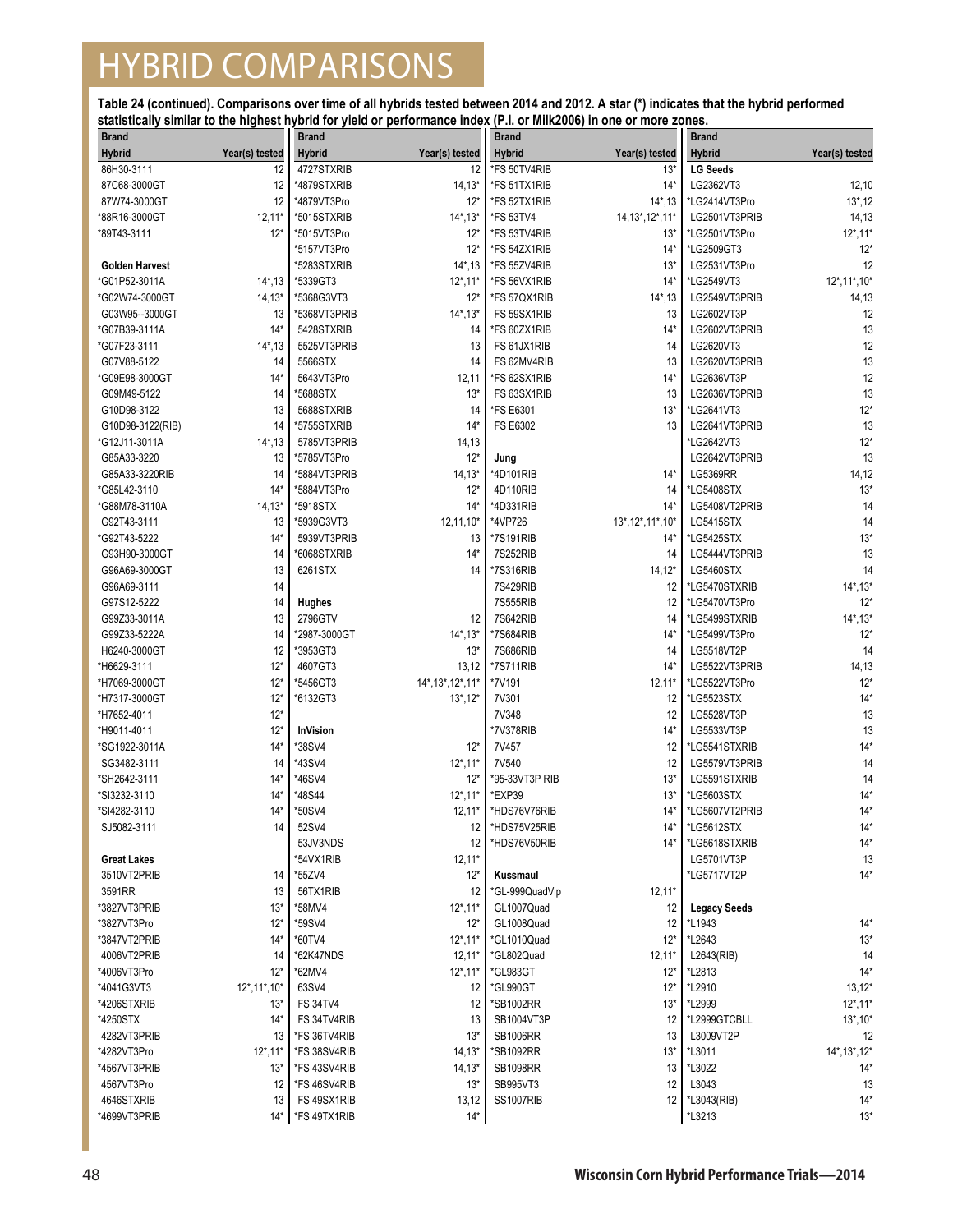# HYBRID COMPARISONS

**Table 24 (continued). Comparisons over time of all hybrids tested between 2014 and 2012. A star (*) indicates that the hybrid performed statistically similar to the highest hybrid for yield or performance index (P.I. or Milk2006) in one or more zones.**

| Brand Hybrid | Year(s) tested | Brand Hybrid | Year(s) tested | Brand Hybrid | Year(s) tested | Brand Hybrid | Year(s) tested |
|---|---|---|---|---|---|---|---|
| 86H30-3111 | 12 | 4727STXRIB | 12 | *FS 50TV4RIB | 13* | **LG Seeds** | |
| 87C68-3000GT | 12 | *4879STXRIB | 14,13* | *FS 51TX1RIB | 14* | LG2362VT3 | 12,10 |
| 87W74-3000GT | 12 | *4879VT3Pro | 12* | *FS 52TX1RIB | 14*,13 | *LG2414VT3Pro | 13*,12 |
| *88R16-3000GT | 12,11* | *5015STXRIB | 14*,13* | *FS 53TV4 | 14,13*,12*,11* | LG2501VT3PRIB | 14,13 |
| *89T43-3111 | 12* | *5015VT3Pro | 12* | *FS 53TV4RIB | 13* | *LG2501VT3Pro | 12*,11* |
| | | *5157VT3Pro | 12* | *FS 54ZX1RIB | 14* | *LG2509GT3 | 12* |
| **Golden Harvest** | | *5283STXRIB | 14*,13 | *FS 55ZV4RIB | 13* | LG2531VT3Pro | 12 |
| *G01P52-3011A | 14*,13 | *5339GT3 | 12*,11* | *FS 56VX1RIB | 14* | *LG2549VT3 | 12*,11*,10* |
| *G02W74-3000GT | 14,13* | *5368G3VT3 | 12* | *FS 57QX1RIB | 14*,13 | LG2549VT3PRIB | 14,13 |
| G03W95--3000GT | 13 | *5368VT3PRIB | 14*,13* | FS 59SX1RIB | 13 | LG2602VT3P | 12 |
| *G07B39-3111A | 14* | 5428STXRIB | 14 | *FS 60ZX1RIB | 14* | LG2602VT3PRIB | 13 |
| *G07F23-3111 | 14*,13 | 5525VT3PRIB | 13 | FS 61JX1RIB | 14 | LG2620VT3 | 12 |
| G07V88-5122 | 14 | 5566STX | 14 | FS 62MV4RIB | 13 | LG2620VT3PRIB | 13 |
| *G09E98-3000GT | 14* | 5643VT3Pro | 12,11 | *FS 62SX1RIB | 14* | LG2636VT3P | 12 |
| G09M49-5122 | 14 | *5688STX | 13* | FS 63SX1RIB | 13 | LG2636VT3PRIB | 13 |
| G10D98-3122 | 13 | 5688STXRIB | 14 | *FS E6301 | 13* | *LG2641VT3 | 12* |
| G10D98-3122(RIB) | 14 | *5755STXRIB | 14* | FS E6302 | 13 | LG2641VT3PRIB | 13 |
| *G12J11-3011A | 14*,13 | 5785VT3PRIB | 14,13 | | | *LG2642VT3 | 12* |
| G85A33-3220 | 13 | *5785VT3Pro | 12* | **Jung** | | LG2642VT3PRIB | 13 |
| G85A33-3220RIB | 14 | *5884VT3PRIB | 14,13* | *4D101RIB | 14* | LG5369RR | 14,12 |
| *G85L42-3110 | 14* | *5884VT3Pro | 12* | 4D110RIB | 14 | *LG5408STX | 13* |
| *G88M78-3110A | 14,13* | *5918STX | 14* | *4D331RIB | 14* | LG5408VT2PRIB | 14 |
| G92T43-3111 | 13 | *5939G3VT3 | 12,11,10* | *4VP726 | 13*,12*,11*,10* | LG5415STX | 14 |
| *G92T43-5222 | 14* | 5939VT3PRIB | 13 | *7S191RIB | 14* | *LG5425STX | 13* |
| G93H90-3000GT | 14 | *6068STXRIB | 14* | 7S252RIB | 14 | LG5444VT3PRIB | 13 |
| G96A69-3000GT | 13 | 6261STX | 14 | *7S316RIB | 14,12* | LG5460STX | 14 |
| G96A69-3111 | 14 | | | 7S429RIB | 12 | *LG5470STXRIB | 14*,13* |
| G97S12-5222 | 14 | **Hughes** | | 7S555RIB | 12 | *LG5470VT3Pro | 12* |
| G99Z33-3011A | 13 | 2796GTV | 12 | 7S642RIB | 14 | *LG5499STXRIB | 14*,13* |
| G99Z33-5222A | 14 | *2987-3000GT | 14*,13* | *7S684RIB | 14* | *LG5499VT3Pro | 12* |
| H6240-3000GT | 12 | *3953GT3 | 13* | 7S686RIB | 14 | LG5518VT2P | 14 |
| *H6629-3111 | 12* | 4607GT3 | 13,12 | *7S711RIB | 14* | LG5522VT3PRIB | 14,13 |
| *H7069-3000GT | 12* | *5456GT3 | 14*,13*,12*,11* | *7V191 | 12,11* | *LG5522VT3Pro | 12* |
| *H7317-3000GT | 12* | *6132GT3 | 13*,12* | 7V301 | 12 | *LG5523STX | 14* |
| *H7652-4011 | 12* | | | 7V348 | 12 | LG5528VT3P | 13 |
| *H9011-4011 | 12* | **InVision** | | *7V378RIB | 14* | LG5533VT3P | 13 |
| *SG1922-3011A | 14* | *38SV4 | 12* | 7V457 | 12 | *LG5541STXRIB | 14* |
| SG3482-3111 | 14 | *43SV4 | 12*,11* | 7V540 | 12 | LG5579VT3PRIB | 14 |
| *SH2642-3111 | 14* | *46SV4 | 12* | *95-33VT3P RIB | 13* | LG5591STXRIB | 14 |
| *SI3232-3110 | 14* | *48S44 | 12*,11* | *EXP39 | 13* | *LG5603STX | 14* |
| *SI4282-3110 | 14* | *50SV4 | 12,11* | *HDS76V76RIB | 14* | *LG5607VT2PRIB | 14* |
| SJ5082-3111 | 14 | 52SV4 | 12 | *HDS75V25RIB | 14* | *LG5612STX | 14* |
| | | 53JV3NDS | 12 | *HDS76V50RIB | 14* | *LG5618STXRIB | 14* |
| **Great Lakes** | | *54VX1RIB | 12,11* | | | LG5701VT3P | 13 |
| 3510VT2PRIB | 14 | *55ZV4 | 12* | **Kussmaul** | | *LG5717VT2P | 14* |
| 3591RR | 13 | 56TX1RIB | 12 | *GL-999QuadVip | 12,11* | | |
| *3827VT3PRIB | 13* | *58MV4 | 12*,11* | GL1007Quad | 12 | **Legacy Seeds** | |
| *3827VT3Pro | 12* | *59SV4 | 12* | GL1008Quad | 12 | *L1943 | 14* |
| *3847VT2PRIB | 14* | *60TV4 | 12*,11* | *GL1010Quad | 12* | *L2643 | 13* |
| 4006VT2PRIB | 14 | *62K47NDS | 12,11* | *GL802Quad | 12,11* | L2643(RIB) | 14 |
| *4006VT3Pro | 12* | *62MV4 | 12*,11* | *GL983GT | 12* | *L2813 | 14* |
| *4041G3VT3 | 12*,11*,10* | 63SV4 | 12 | *GL990GT | 12* | *L2910 | 13,12* |
| *4206STXRIB | 13* | FS 34TV4 | 12 | *SB1002RR | 13* | *L2999 | 12*,11* |
| *4250STX | 14* | FS 34TV4RIB | 13 | SB1004VT3P | 12 | *L2999GTCBLL | 13*,10* |
| 4282VT3PRIB | 13 | *FS 36TV4RIB | 13* | SB1006RR | 13 | L3009VT2P | 12 |
| *4282VT3Pro | 12*,11* | *FS 38SV4RIB | 14,13* | *SB1092RR | 13* | *L3011 | 14*,13*,12* |
| *4567VT3PRIB | 13* | *FS 43SV4RIB | 14,13* | SB1098RR | 13 | *L3022 | 14* |
| 4567VT3Pro | 12 | *FS 46SV4RIB | 13* | SB995VT3 | 12 | L3043 | 13 |
| 4646STXRIB | 13 | FS 49SX1RIB | 13,12 | SS1007RIB | 12 | *L3043(RIB) | 14* |
| *4699VT3PRIB | 14* | *FS 49TX1RIB | 14* | | | *L3213 | 13* |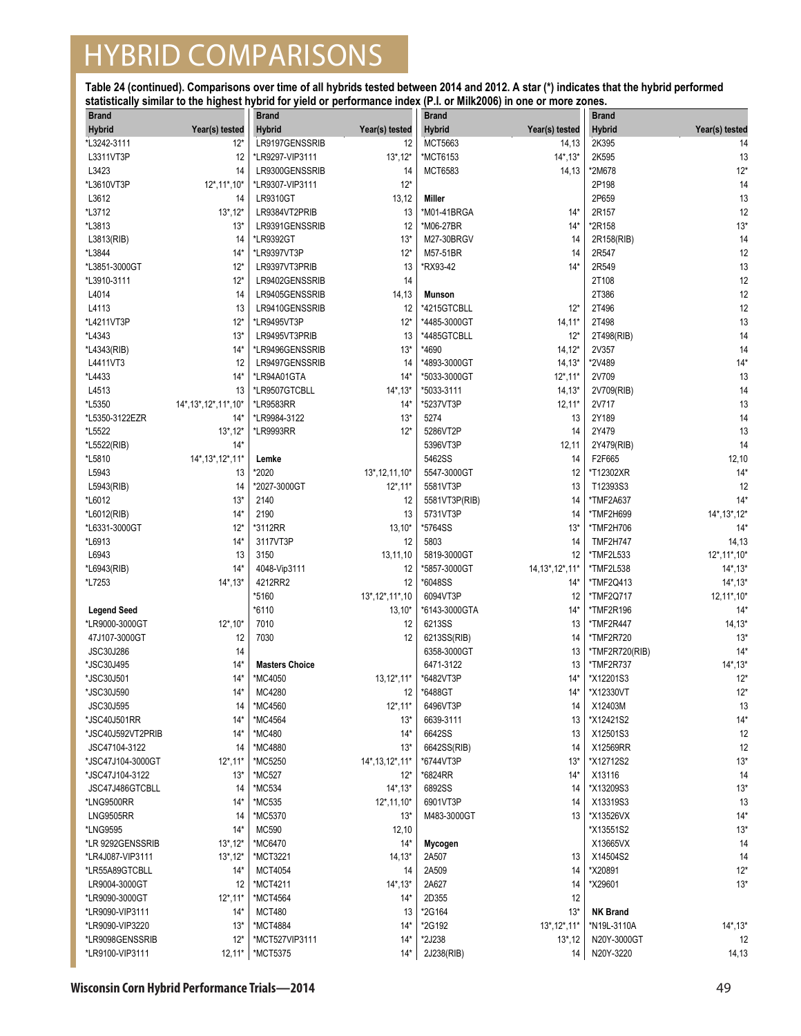# HYBRID COMPARISONS

**Table 24 (continued). Comparisons over time of all hybrids tested between 2014 and 2012. A star (*) indicates that the hybrid performed statistically similar to the highest hybrid for yield or performance index (P.I. or Milk2006) in one or more zones.**

| Brand Hybrid | Year(s) tested |
|---|---|
| *L3242-3111 | 12* |
| L3311VT3P | 12 |
| L3423 | 14 |
| *L3610VT3P | 12*,11*,10* |
| L3612 | 14 |
| *L3712 | 13*,12* |
| *L3813 | 13* |
| L3813(RIB) | 14 |
| *L3844 | 14* |
| *L3851-3000GT | 12* |
| *L3910-3111 | 12* |
| L4014 | 14 |
| L4113 | 13 |
| *L4211VT3P | 12* |
| *L4343 | 13* |
| *L4343(RIB) | 14* |
| L4411VT3 | 12 |
| *L4433 | 14* |
| L4513 | 13 |
| *L5350 | 14*,13*,12*,11*,10* |
| *L5350-3122EZR | 14* |
| *L5522 | 13*,12* |
| *L5522(RIB) | 14* |
| *L5810 | 14*,13*,12*,11* |
| L5943 | 13 |
| L5943(RIB) | 14 |
| *L6012 | 13* |
| *L6012(RIB) | 14* |
| *L6331-3000GT | 12* |
| *L6913 | 14* |
| L6943 | 13 |
| *L6943(RIB) | 14* |
| *L7253 | 14*,13* |
| **Legend Seed** | |
| *LR9000-3000GT | 12*,10* |
| 47J107-3000GT | 12 |
| JSC30J286 | 14 |
| *JSC30J495 | 14* |
| *JSC30J501 | 14* |
| *JSC30J590 | 14* |
| JSC30J595 | 14 |
| *JSC40J501RR | 14* |
| *JSC40J592VT2PRIB | 14* |
| JSC47104-3122 | 14 |
| *JSC47J104-3000GT | 12*,11* |
| *JSC47J104-3122 | 13* |
| JSC47J486GTCBLL | 14 |
| *LNG9500RR | 14* |
| LNG9505RR | 14 |
| *LNG9595 | 14* |
| *LR 9292GENSSRIB | 13*,12* |
| *LR4J087-VIP3111 | 13*,12* |
| *LR55A89GTCBLL | 14* |
| LR9004-3000GT | 12 |
| *LR9090-3000GT | 12*,11* |
| *LR9090-VIP3111 | 14* |
| *LR9090-VIP3220 | 13* |
| *LR9098GENSSRIB | 12* |
| *LR9100-VIP3111 | 12,11* |
| LR9197GENSSRIB | 12 |
| *LR9297-VIP3111 | 13*,12* |
| LR9300GENSSRIB | 14 |
| *LR9307-VIP3111 | 12* |
| LR9310GT | 13,12 |
| LR9384VT2PRIB | 13 |
| LR9391GENSSRIB | 12 |
| *LR9392GT | 13* |
| *LR9397VT3P | 12* |
| LR9397VT3PRIB | 13 |
| LR9402GENSSRIB | 14 |
| LR9405GENSSRIB | 14,13 |
| LR9410GENSSRIB | 12 |
| *LR9495VT3P | 12* |
| LR9495VT3PRIB | 13 |
| *LR9496GENSSRIB | 13* |
| LR9497GENSSRIB | 14 |
| *LR94A01GTA | 14* |
| *LR9507GTCBLL | 14*,13* |
| *LR9583RR | 14* |
| *LR9984-3122 | 13* |
| *LR9993RR | 12* |
| **Lemke** | |
| *2020 | 13*,12,11,10* |
| *2027-3000GT | 12*,11* |
| 2140 | 12 |
| 2190 | 13 |
| *3112RR | 13,10* |
| 3117VT3P | 12 |
| 3150 | 13,11,10 |
| 4048-Vip3111 | 12 |
| 4212RR2 | 12 |
| *5160 | 13*,12*,11*,10 |
| *6110 | 13,10* |
| 7010 | 12 |
| 7030 | 12 |
| **Masters Choice** | |
| *MC4050 | 13,12*,11* |
| MC4280 | 12 |
| *MC4560 | 12*,11* |
| *MC4564 | 13* |
| *MC480 | 14* |
| *MC4880 | 13* |
| *MC5250 | 14*,13,12*,11* |
| *MC527 | 12* |
| *MC534 | 14*,13* |
| *MC535 | 12*,11,10* |
| *MC5370 | 13* |
| MC590 | 12,10 |
| *MC6470 | 14* |
| *MCT3221 | 14,13* |
| MCT4054 | 14 |
| *MCT4211 | 14*,13* |
| *MCT4564 | 14* |
| MCT480 | 13 |
| *MCT4884 | 14* |
| *MCT527VIP3111 | 14* |
| *MCT5375 | 14* |
| MCT5663 | 14,13 |
| *MCT6153 | 14*,13* |
| MCT6583 | 14,13 |
| **Miller** | |
| *M01-41BRGA | 14* |
| *M06-27BR | 14* |
| M27-30BRGV | 14 |
| M57-51BR | 14 |
| *RX93-42 | 14* |
| **Munson** | |
| *4215GTCBLL | 12* |
| *4485-3000GT | 14,11* |
| *4485GTCBLL | 12* |
| *4690 | 14,12* |
| *4893-3000GT | 14,13* |
| *5033-3000GT | 12*,11* |
| *5033-3111 | 14,13* |
| *5237VT3P | 12,11* |
| 5274 | 13 |
| 5286VT2P | 14 |
| 5396VT3P | 12,11 |
| 5462SS | 14 |
| 5547-3000GT | 12 |
| 5581VT3P | 13 |
| 5581VT3P(RIB) | 14 |
| 5731VT3P | 14 |
| *5764SS | 13* |
| 5803 | 14 |
| 5819-3000GT | 12 |
| *5857-3000GT | 14,13*,12*,11* |
| *6048SS | 14* |
| 6094VT3P | 12 |
| *6143-3000GTA | 14* |
| 6213SS | 13 |
| 6213SS(RIB) | 14 |
| 6358-3000GT | 13 |
| 6471-3122 | 13 |
| *6482VT3P | 14* |
| *6488GT | 14* |
| 6496VT3P | 14 |
| 6639-3111 | 13 |
| 6642SS | 13 |
| 6642SS(RIB) | 14 |
| *6744VT3P | 13* |
| *6824RR | 14* |
| 6892SS | 14 |
| 6901VT3P | 14 |
| M483-3000GT | 13 |
| **Mycogen** | |
| 2A507 | 13 |
| 2A509 | 14 |
| 2A627 | 14 |
| 2D355 | 12 |
| *2G164 | 13* |
| *2G192 | 13*,12*,11* |
| *2J238 | 13*,12 |
| 2J238(RIB) | 14 |
| 2K395 | 14 |
| 2K595 | 13 |
| *2M678 | 12* |
| 2P198 | 14 |
| 2P659 | 13 |
| 2R157 | 12 |
| *2R158 | 13* |
| 2R158(RIB) | 14 |
| 2R547 | 12 |
| 2R549 | 13 |
| 2T108 | 12 |
| 2T386 | 12 |
| 2T496 | 12 |
| 2T498 | 13 |
| 2T498(RIB) | 14 |
| 2V357 | 14 |
| *2V489 | 14* |
| 2V709 | 13 |
| 2V709(RIB) | 14 |
| 2V717 | 13 |
| 2Y189 | 14 |
| 2Y479 | 13 |
| 2Y479(RIB) | 14 |
| F2F665 | 12,10 |
| *T12302XR | 14* |
| T12393S3 | 12 |
| *TMF2A637 | 14* |
| *TMF2H699 | 14*,13*,12* |
| *TMF2H706 | 14* |
| TMF2H747 | 14,13 |
| *TMF2L533 | 12*,11*,10* |
| *TMF2L538 | 14*,13* |
| *TMF2Q413 | 14*,13* |
| *TMF2Q717 | 12,11*,10* |
| *TMF2R196 | 14* |
| *TMF2R447 | 14,13* |
| *TMF2R720 | 13* |
| *TMF2R720(RIB) | 14* |
| *TMF2R737 | 14*,13* |
| *X12201S3 | 12* |
| *X12330VT | 12* |
| X12403M | 13 |
| *X12421S2 | 14* |
| X12501S3 | 12 |
| X12569RR | 12 |
| *X12712S2 | 13* |
| X13116 | 14 |
| *X13209S3 | 13* |
| X13319S3 | 13 |
| *X13526VX | 14* |
| *X13551S2 | 13* |
| X13665VX | 14 |
| X14504S2 | 14 |
| *X20891 | 12* |
| *X29601 | 13* |
| **NK Brand** | |
| *N19L-3110A | 14*,13* |
| N20Y-3000GT | 12 |
| N20Y-3220 | 14,13 |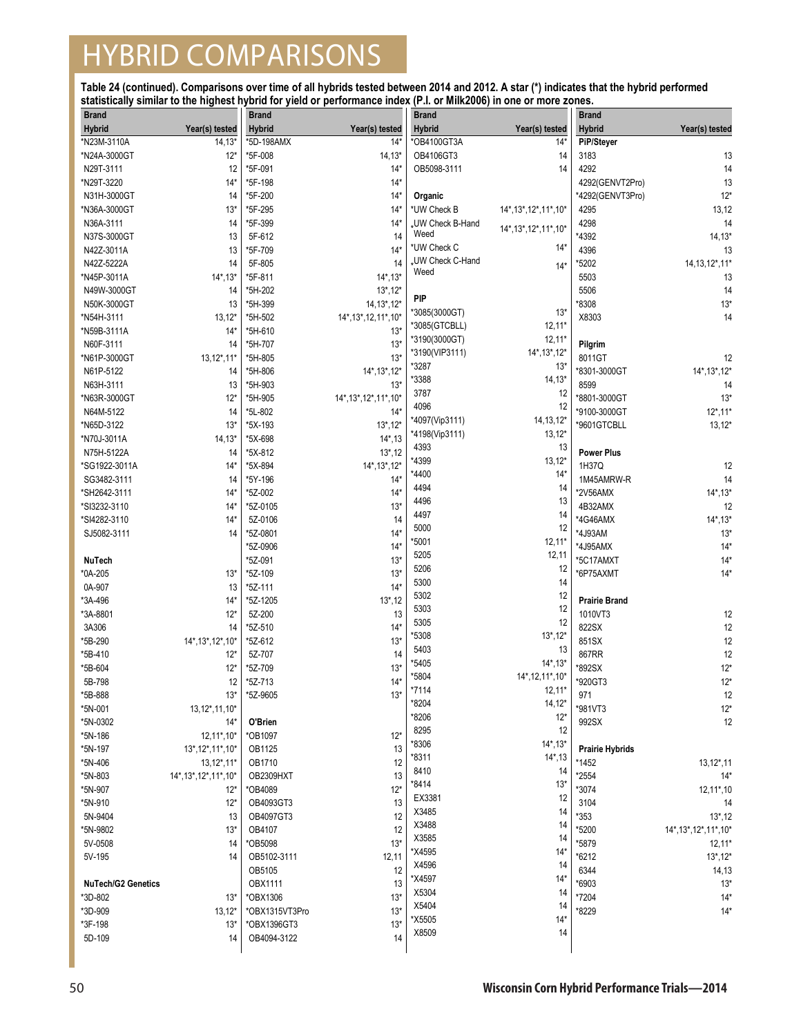# HYBRID COMPARISONS

**Table 24 (continued). Comparisons over time of all hybrids tested between 2014 and 2012. A star (*) indicates that the hybrid performed statistically similar to the highest hybrid for yield or performance index (P.I. or Milk2006) in one or more zones.**

| Brand Hybrid | Year(s) tested |
|---|---|
| *N23M-3110A | 14,13* |
| *N24A-3000GT | 12* |
| N29T-3111 | 12 |
| *N29T-3220 | 14* |
| N31H-3000GT | 14 |
| *N36A-3000GT | 13* |
| N36A-3111 | 14 |
| N37S-3000GT | 13 |
| N42Z-3011A | 13 |
| N42Z-5222A | 14 |
| *N45P-3011A | 14*,13* |
| N49W-3000GT | 14 |
| N50K-3000GT | 13 |
| *N54H-3111 | 13,12* |
| *N59B-3111A | 14* |
| N60F-3111 | 14 |
| *N61P-3000GT | 13,12*,11* |
| N61P-5122 | 14 |
| N63H-3111 | 13 |
| *N63R-3000GT | 12* |
| N64M-5122 | 14 |
| *N65D-3122 | 13* |
| *N70J-3011A | 14,13* |
| N75H-5122A | 14 |
| *SG1922-3011A | 14* |
| SG3482-3111 | 14 |
| *SH2642-3111 | 14* |
| *SI3232-3110 | 14* |
| *SI4282-3110 | 14* |
| SJ5082-3111 | 14 |
| **NuTech** | |
| *0A-205 | 13* |
| 0A-907 | 13 |
| *3A-496 | 14* |
| *3A-8801 | 12* |
| 3A306 | 14 |
| *5B-290 | 14*,13*,12*,10* |
| *5B-410 | 12* |
| *5B-604 | 12* |
| 5B-798 | 12 |
| *5B-888 | 13* |
| *5N-001 | 13,12*,11,10* |
| *5N-0302 | 14* |
| *5N-186 | 12,11*,10* |
| *5N-197 | 13*,12*,11*,10* |
| *5N-406 | 13,12*,11* |
| *5N-803 | 14*,13*,12*,11*,10* |
| *5N-907 | 12* |
| *5N-910 | 12* |
| 5N-9404 | 13 |
| *5N-9802 | 13* |
| 5V-0508 | 14 |
| 5V-195 | 14 |
| **NuTech/G2 Genetics** | |
| *3D-802 | 13* |
| *3D-909 | 13,12* |
| *3F-198 | 13* |
| 5D-109 | 14 |
| *5D-198AMX | 14* |
| *5F-008 | 14,13* |
| *5F-091 | 14* |
| *5F-198 | 14* |
| *5F-200 | 14* |
| *5F-295 | 14* |
| *5F-399 | 14* |
| 5F-612 | 14 |
| *5F-709 | 14* |
| 5F-805 | 14 |
| *5F-811 | 14*,13* |
| *5H-202 | 13*,12* |
| *5H-399 | 14,13*,12* |
| *5H-502 | 14*,13*,12,11*,10* |
| *5H-610 | 13* |
| *5H-707 | 13* |
| *5H-805 | 13* |
| *5H-806 | 14*,13*,12* |
| *5H-903 | 13* |
| *5H-905 | 14*,13*,12*,11*,10* |
| *5L-802 | 14* |
| *5X-193 | 13*,12* |
| *5X-698 | 14*,13 |
| *5X-812 | 13*,12 |
| *5X-894 | 14*,13*,12* |
| *5Y-196 | 14* |
| *5Z-002 | 14* |
| *5Z-0105 | 13* |
| 5Z-0106 | 14 |
| *5Z-0801 | 14* |
| *5Z-0906 | 14* |
| *5Z-091 | 13* |
| *5Z-109 | 13* |
| *5Z-111 | 14* |
| *5Z-1205 | 13*,12 |
| 5Z-200 | 13 |
| *5Z-510 | 14* |
| *5Z-612 | 13* |
| 5Z-707 | 14 |
| *5Z-709 | 13* |
| *5Z-713 | 14* |
| *5Z-9605 | 13* |
| **O'Brien** | |
| *OB1097 | 12* |
| OB1125 | 13 |
| OB1710 | 12 |
| OB2309HXT | 13 |
| *OB4089 | 12* |
| OB4093GT3 | 13 |
| OB4097GT3 | 12 |
| OB4107 | 12 |
| *OB5098 | 13* |
| OB5102-3111 | 12,11 |
| OB5105 | 12 |
| OBX1111 | 13 |
| *OBX1306 | 13* |
| *OBX1315VT3Pro | 13* |
| *OBX1396GT3 | 13* |
| OB4094-3122 | 14 |
| *OB4100GT3A | 14* |
| OB4106GT3 | 14 |
| OB5098-3111 | 14 |
| **Organic** | |
| *UW Check B | 14*,13*,12*,11*,10* |
| *UW Check B-Hand Weed | 14*,13*,12*,11*,10* |
| *UW Check C | 14* |
| *UW Check C-Hand Weed | 14* |
| **PIP** | |
| *3085(3000GT) | 13* |
| *3085(GTCBLL) | 12,11* |
| *3190(3000GT) | 12,11* |
| *3190(VIP3111) | 14*,13*,12* |
| *3287 | 13* |
| *3388 | 14,13* |
| 3787 | 12 |
| 4096 | 12 |
| *4097(Vip3111) | 14,13,12* |
| *4198(Vip3111) | 13,12* |
| 4393 | 13 |
| *4399 | 13,12* |
| *4400 | 14* |
| 4494 | 14 |
| 4496 | 13 |
| 4497 | 14 |
| 5000 | 12 |
| *5001 | 12,11* |
| 5205 | 12,11 |
| 5206 | 12 |
| 5300 | 14 |
| 5302 | 12 |
| 5303 | 12 |
| 5305 | 12 |
| *5308 | 13*,12* |
| 5403 | 13 |
| *5405 | 14*,13* |
| *5804 | 14*,12,11*,10* |
| *7114 | 12,11* |
| *8204 | 14,12* |
| *8206 | 12* |
| 8295 | 12 |
| *8306 | 14*,13* |
| *8311 | 14*,13 |
| 8410 | 14 |
| *8414 | 13* |
| EX3381 | 12 |
| X3485 | 14 |
| X3488 | 14 |
| X3585 | 14 |
| *X4595 | 14* |
| X4596 | 14 |
| *X4597 | 14* |
| X5304 | 14 |
| X5404 | 14 |
| *X5505 | 14* |
| X8509 | 14 |
| **PiP/Steyer** | |
| 3183 | 13 |
| 4292 | 14 |
| 4292(GENVT2Pro) | 13 |
| *4292(GENVT3Pro) | 12* |
| 4295 | 13,12 |
| 4298 | 14 |
| *4392 | 14,13* |
| 4396 | 13 |
| *5202 | 14,13,12*,11* |
| 5503 | 13 |
| 5506 | 14 |
| *8308 | 13* |
| X8303 | 14 |
| **Pilgrim** | |
| 8011GT | 12 |
| *8301-3000GT | 14*,13*,12* |
| 8599 | 14 |
| *8801-3000GT | 13* |
| *9100-3000GT | 12*,11* |
| *9601GTCBLL | 13,12* |
| **Power Plus** | |
| 1H37Q | 12 |
| 1M45AMRW-R | 14 |
| *2V56AMX | 14*,13* |
| 4B32AMX | 12 |
| *4G46AMX | 14*,13* |
| *4J93AM | 13* |
| *4J95AMX | 14* |
| *5C17AMXT | 14* |
| *6P75AXMT | 14* |
| **Prairie Brand** | |
| 1010VT3 | 12 |
| 822SX | 12 |
| 851SX | 12 |
| 867RR | 12 |
| *892SX | 12* |
| *920GT3 | 12* |
| 971 | 12 |
| *981VT3 | 12* |
| 992SX | 12 |
| **Prairie Hybrids** | |
| *1452 | 13,12*,11 |
| *2554 | 14* |
| *3074 | 12,11*,10 |
| 3104 | 14 |
| *353 | 13*,12 |
| *5200 | 14*,13*,12*,11*,10* |
| *5879 | 12,11* |
| *6212 | 13*,12* |
| 6344 | 14,13 |
| *6903 | 13* |
| *7204 | 14* |
| *8229 | 14* |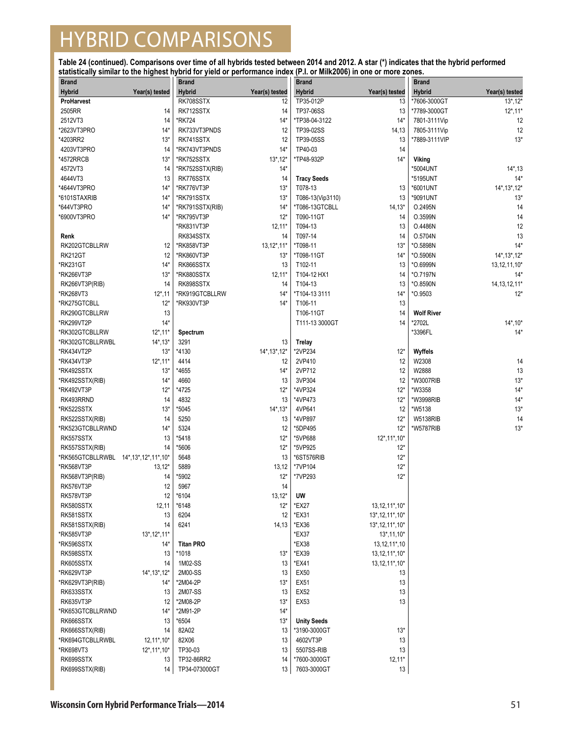# HYBRID COMPARISONS

**Table 24 (continued). Comparisons over time of all hybrids tested between 2014 and 2012. A star (*) indicates that the hybrid performed statistically similar to the highest hybrid for yield or performance index (P.I. or Milk2006) in one or more zones.**

| Brand Hybrid | Year(s) tested |
|---|---|
| **ProHarvest** | |
| 2505RR | 14 |
| 2512VT3 | 14 |
| *2623VT3PRO | 14* |
| *4203RR2 | 13* |
| 4203VT3PRO | 14 |
| *4572RRCB | 13* |
| 4572VT3 | 14 |
| 4644VT3 | 13 |
| *4644VT3PRO | 14* |
| *6101STAXRIB | 14* |
| *644VT3PRO | 14* |
| *6900VT3PRO | 14* |
| **Renk** | |
| RK202GTCBLLRW | 12 |
| RK212GT | 12 |
| *RK231GT | 14* |
| *RK266VT3P | 13* |
| RK266VT3P(RIB) | 14 |
| *RK268VT3 | 12*,11 |
| *RK275GTCBLL | 12* |
| RK290GTCBLLRW | 13 |
| *RK299VT2P | 14* |
| *RK302GTCBLLRW | 12*,11* |
| *RK302GTCBLLRWBL | 14*,13* |
| *RK434VT2P | 13* |
| *RK434VT3P | 12*,11* |
| *RK492SSTX | 13* |
| *RK492SSTX(RIB) | 14* |
| *RK492VT3P | 12* |
| RK493RRND | 14 |
| *RK522SSTX | 13* |
| RK522SSTX(RIB) | 14 |
| *RK523GTCBLLRWND | 14* |
| RK557SSTX | 13 |
| RK557SSTX(RIB) | 14 |
| *RK565GTCBLLRWBL | 14*,13*,12*,11*,10* |
| *RK568VT3P | 13,12* |
| RK568VT3P(RIB) | 14 |
| RK576VT3P | 12 |
| RK578VT3P | 12 |
| RK580SSTX | 12,11 |
| RK581SSTX | 13 |
| RK581SSTX(RIB) | 14 |
| *RK585VT3P | 13*,12*,11* |
| *RK596SSTX | 14* |
| RK598SSTX | 13 |
| RK605SSTX | 14 |
| *RK629VT3P | 14*,13*,12* |
| *RK629VT3P(RIB) | 14* |
| RK633SSTX | 13 |
| RK635VT3P | 12 |
| *RK653GTCBLLRWND | 14* |
| RK666SSTX | 13 |
| RK666SSTX(RIB) | 14 |
| *RK694GTCBLLRWBL | 12,11*,10* |
| *RK698VT3 | 12*,11*,10* |
| RK699SSTX | 13 |
| RK699SSTX(RIB) | 14 |
| RK708SSTX | 12 |
| RK712SSTX | 14 |
| *RK724 | 14* |
| RK733VT3PNDS | 12 |
| RK741SSTX | 12 |
| *RK743VT3PNDS | 14* |
| *RK752SSTX | 13*,12* |
| *RK752SSTX(RIB) | 14* |
| RK776SSTX | 14 |
| *RK776VT3P | 13* |
| *RK791SSTX | 13* |
| *RK791SSTX(RIB) | 14* |
| *RK795VT3P | 12* |
| *RK831VT3P | 12,11* |
| RK834SSTX | 14 |
| *RK858VT3P | 13,12*,11* |
| *RK860VT3P | 13* |
| RK866SSTX | 13 |
| *RK880SSTX | 12,11* |
| RK898SSTX | 14 |
| *RK919GTCBLLRW | 14* |
| *RK930VT3P | 14* |
| **Spectrum** | |
| 3291 | 13 |
| *4130 | 14*,13*,12* |
| 4414 | 12 |
| *4655 | 14* |
| 4660 | 13 |
| *4725 | 12* |
| 4832 | 13 |
| *5045 | 14*,13* |
| 5250 | 13 |
| 5324 | 12 |
| *5418 | 12* |
| *5606 | 12* |
| 5648 | 13 |
| 5889 | 13,12 |
| *5902 | 12* |
| 5967 | 14 |
| *6104 | 13,12* |
| *6148 | 12* |
| 6204 | 12 |
| 6241 | 14,13 |
| **Titan PRO** | |
| *1018 | 13* |
| 1M02-SS | 13 |
| 2M00-SS | 13 |
| *2M04-2P | 13* |
| 2M07-SS | 13 |
| *2M08-2P | 13* |
| *2M91-2P | 14* |
| *6504 | 13* |
| 82A02 | 13 |
| 82X06 | 13 |
| TP30-03 | 13 |
| TP32-86RR2 | 14 |
| TP34-073000GT | 13 |
| TP35-012P | 13 |
| TP37-06SS | 13 |
| *TP38-04-3122 | 14* |
| TP39-02SS | 14,13 |
| TP39-05SS | 13 |
| TP40-03 | 14 |
| *TP48-932P | 14* |
| **Tracy Seeds** | |
| T078-13 | 13 |
| T086-13(Vip3110) | 13 |
| *T086-13GTCBLL | 14,13* |
| T090-11GT | 14 |
| T094-13 | 13 |
| T097-14 | 14 |
| *T098-11 | 13* |
| *T098-11GT | 14* |
| T102-11 | 13 |
| T104-12 HX1 | 14 |
| T104-13 | 13 |
| *T104-13 3111 | 14* |
| T106-11 | 13 |
| T106-11GT | 14 |
| T111-13 3000GT | 14 |
| **Trelay** | |
| *2VP234 | 12* |
| 2VP410 | 12 |
| 2VP712 | 12 |
| 3VP304 | 12 |
| *4VP324 | 12* |
| *4VP473 | 12* |
| 4VP641 | 12 |
| *4VP897 | 12* |
| *5DP495 | 12* |
| *5VP688 | 12*,11*,10* |
| *5VP925 | 12* |
| *6ST576RIB | 12* |
| *7VP104 | 12* |
| *7VP293 | 12* |
| **UW** | |
| *EX27 | 13,12,11*,10* |
| *EX31 | 13*,12,11*,10* |
| *EX36 | 13*,12,11*,10* |
| *EX37 | 13*,11,10* |
| *EX38 | 13,12,11*,10 |
| *EX39 | 13,12,11*,10* |
| *EX41 | 13,12,11*,10* |
| EX50 | 13 |
| EX51 | 13 |
| EX52 | 13 |
| EX53 | 13 |
| **Unity Seeds** | |
| *3190-3000GT | 13* |
| 4602VT3P | 13 |
| 5507SS-RIB | 13 |
| *7600-3000GT | 12,11* |
| 7603-3000GT | 13 |
| *7606-3000GT | 13*,12* |
| *7789-3000GT | 12*,11* |
| 7801-3111Vip | 12 |
| 7805-3111Vip | 12 |
| *7889-3111VIP | 13* |
| **Viking** | |
| *5004UNT | 14*,13 |
| *5195UNT | 14* |
| *6001UNT | 14*,13*,12* |
| *9091UNT | 13* |
| O.2495N | 14 |
| O.3599N | 14 |
| O.4486N | 12 |
| O.5704N | 13 |
| *O.5898N | 14* |
| *O.5906N | 14*,13*,12* |
| *O.6999N | 13,12,11,10* |
| *O.7197N | 14* |
| *O.8590N | 14,13,12,11* |
| *O.9503 | 12* |
| **Wolf River** | |
| *2702L | 14*,10* |
| *3396FL | 14* |
| **Wyffels** | |
| W2308 | 14 |
| W2888 | 13 |
| *W3007RIB | 13* |
| *W3358 | 14* |
| *W3998RIB | 14* |
| *W5138 | 13* |
| W5138RIB | 14 |
| *W5787RIB | 13* |